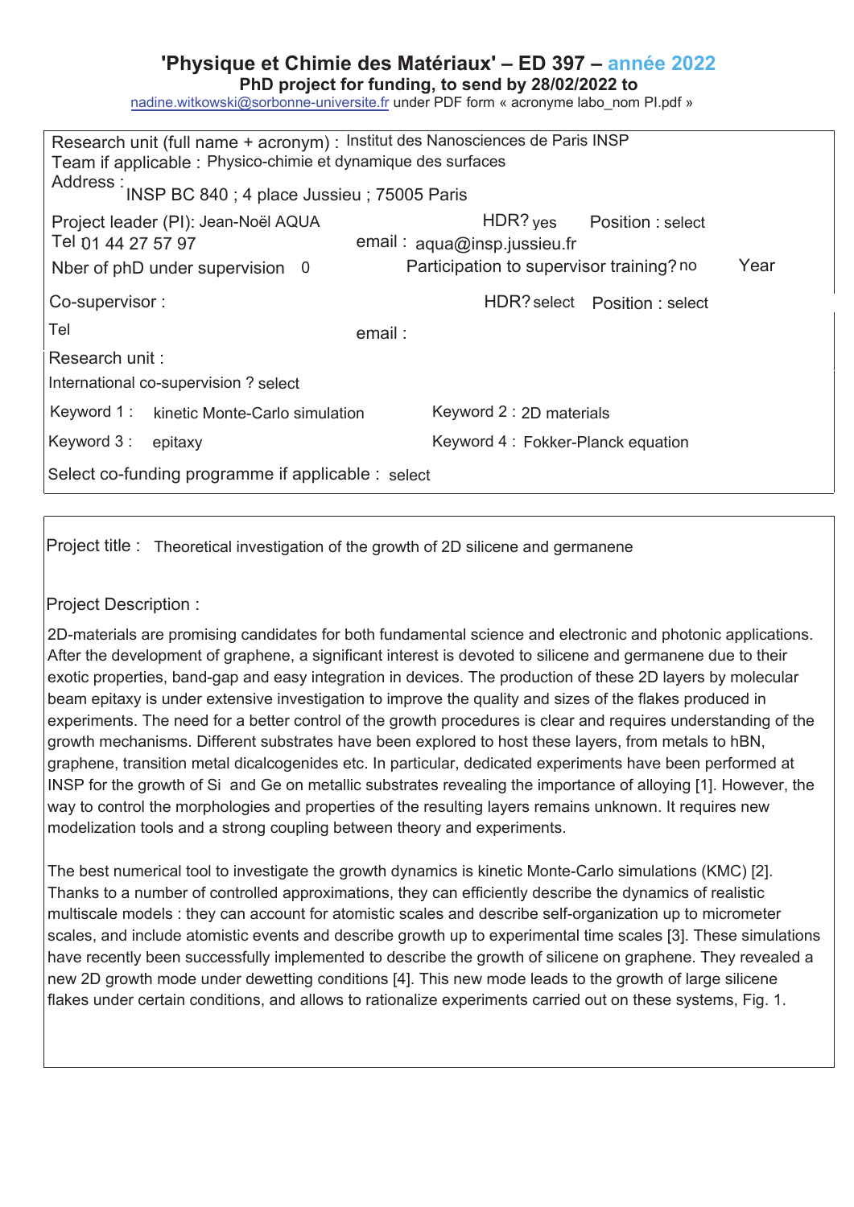# 'Physique et Chimie des Matériaux' – ED 397 – année 2022

**PhD project for funding, to send by 28/02/2022 to**

nadine.witkowski@sorbonne-universite.fr under PDF form « acronyme labo_nom PI.pdf »

Research unit (full name + acronym) : Institut des Nanosciences de Paris INSP

Team if applicable : Physico-chimie et dynamique des surfaces

Address : INSP BC 840 ; 4 place Jussieu ; 75005 Paris

Project leader (PI): Jean-Noël AQUA  HDR? yes  Position : select

Tel 01 44 27 57 97  email : aqua@insp.jussieu.fr

Nber of phD under supervision 0  Participation to supervisor training? no  Year

Co-supervisor :  HDR? select  Position : select

Tel  email :

Research unit :

International co-supervision ? select

Keyword 1 : kinetic Monte-Carlo simulation  Keyword 2 : 2D materials

Keyword 3 : epitaxy  Keyword 4 : Fokker-Planck equation

Select co-funding programme if applicable : select

Project title : Theoretical investigation of the growth of 2D silicene and germanene

Project Description :

2D-materials are promising candidates for both fundamental science and electronic and photonic applications. After the development of graphene, a significant interest is devoted to silicene and germanene due to their exotic properties, band-gap and easy integration in devices. The production of these 2D layers by molecular beam epitaxy is under extensive investigation to improve the quality and sizes of the flakes produced in experiments. The need for a better control of the growth procedures is clear and requires understanding of the growth mechanisms. Different substrates have been explored to host these layers, from metals to hBN, graphene, transition metal dicalcogenides etc. In particular, dedicated experiments have been performed at INSP for the growth of Si and Ge on metallic substrates revealing the importance of alloying [1]. However, the way to control the morphologies and properties of the resulting layers remains unknown. It requires new modelization tools and a strong coupling between theory and experiments.

The best numerical tool to investigate the growth dynamics is kinetic Monte-Carlo simulations (KMC) [2]. Thanks to a number of controlled approximations, they can efficiently describe the dynamics of realistic multiscale models : they can account for atomistic scales and describe self-organization up to micrometer scales, and include atomistic events and describe growth up to experimental time scales [3]. These simulations have recently been successfully implemented to describe the growth of silicene on graphene. They revealed a new 2D growth mode under dewetting conditions [4]. This new mode leads to the growth of large silicene flakes under certain conditions, and allows to rationalize experiments carried out on these systems, Fig. 1.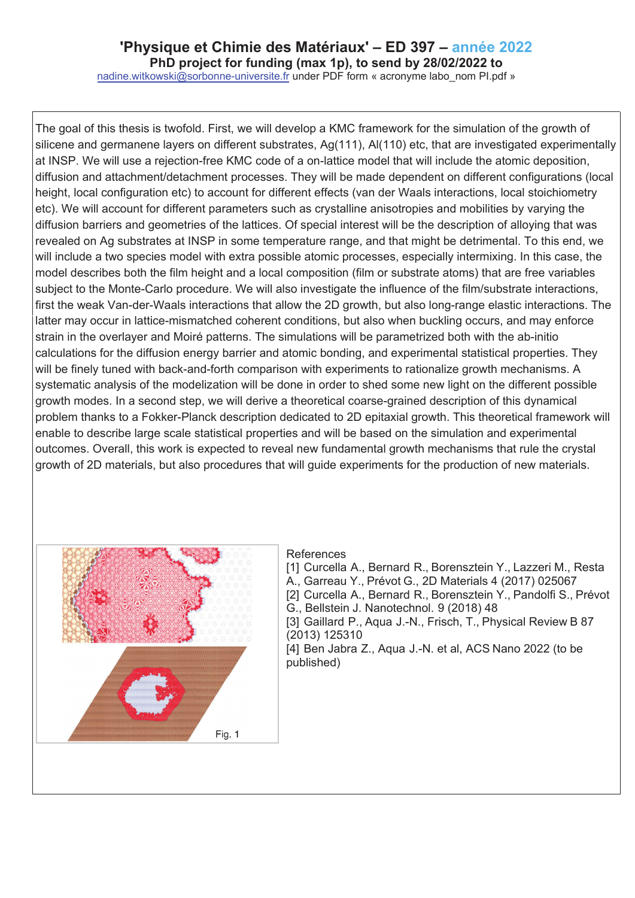## 'Physique et Chimie des Matériaux' – ED 397 – année 2022

**PhD project for funding (max 1p), to send by 28/02/2022 to**
nadine.witkowski@sorbonne-universite.fr under PDF form « acronyme labo_nom PI.pdf »

The goal of this thesis is twofold. First, we will develop a KMC framework for the simulation of the growth of silicene and germanene layers on different substrates, Ag(111), Al(110) etc, that are investigated experimentally at INSP. We will use a rejection-free KMC code of a on-lattice model that will include the atomic deposition, diffusion and attachment/detachment processes. They will be made dependent on different configurations (local height, local configuration etc) to account for different effects (van der Waals interactions, local stoichiometry etc). We will account for different parameters such as crystalline anisotropies and mobilities by varying the diffusion barriers and geometries of the lattices. Of special interest will be the description of alloying that was revealed on Ag substrates at INSP in some temperature range, and that might be detrimental. To this end, we will include a two species model with extra possible atomic processes, especially intermixing. In this case, the model describes both the film height and a local composition (film or substrate atoms) that are free variables subject to the Monte-Carlo procedure. We will also investigate the influence of the film/substrate interactions, first the weak Van-der-Waals interactions that allow the 2D growth, but also long-range elastic interactions. The latter may occur in lattice-mismatched coherent conditions, but also when buckling occurs, and may enforce strain in the overlayer and Moiré patterns. The simulations will be parametrized both with the ab-initio calculations for the diffusion energy barrier and atomic bonding, and experimental statistical properties. They will be finely tuned with back-and-forth comparison with experiments to rationalize growth mechanisms. A systematic analysis of the modelization will be done in order to shed some new light on the different possible growth modes. In a second step, we will derive a theoretical coarse-grained description of this dynamical problem thanks to a Fokker-Planck description dedicated to 2D epitaxial growth. This theoretical framework will enable to describe large scale statistical properties and will be based on the simulation and experimental outcomes. Overall, this work is expected to reveal new fundamental growth mechanisms that rule the crystal growth of 2D materials, but also procedures that will guide experiments for the production of new materials.

Fig. 1

References

[1] Curcella A., Bernard R., Borensztein Y., Lazzeri M., Resta A., Garreau Y., Prévot G., 2D Materials 4 (2017) 025067

[2] Curcella A., Bernard R., Borensztein Y., Pandolfi S., Prévot G., Bellstein J. Nanotechnol. 9 (2018) 48

[3] Gaillard P., Aqua J.-N., Frisch, T., Physical Review B 87 (2013) 125310

[4] Ben Jabra Z., Aqua J.-N. et al, ACS Nano 2022 (to be published)